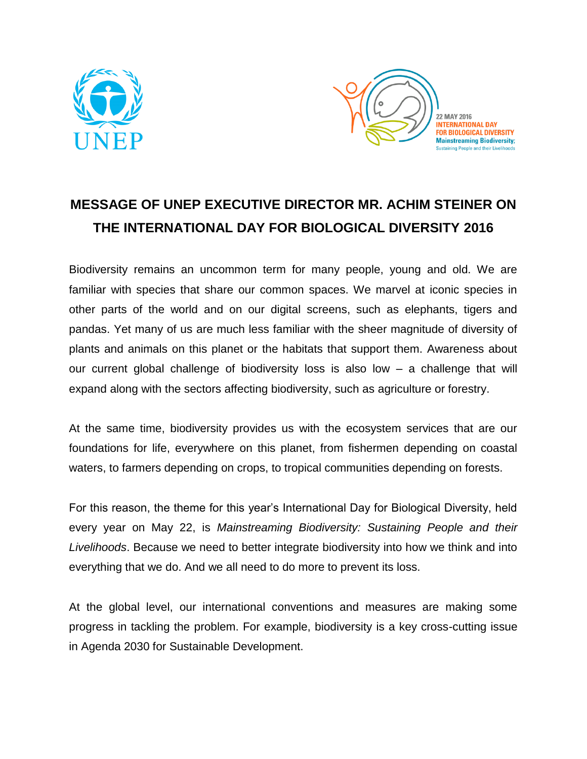# MESSAGE OF UNEP EXECUTIVE DIRECTOR MR. ACHIM STEINER ON THE INTERNATIONAL DAY FOR BIOLOGICAL DIVERSITY 2016

Biodiversity remains an uncommon term for many people, young and old. We are familiar with species that share our common spaces. We marvel at iconic species in other parts of the world and on our digital screens, such as elephants, tigers and pandas. Yet many of us are much less familiar with the sheer magnitude of diversity of plants and animals on this planet or the habitats that support them. Awareness about our current global challenge of biodiversity loss is also low – a challenge that will expand along with the sectors affecting biodiversity, such as agriculture or forestry.

At the same time, biodiversity provides us with the ecosystem services that are our foundations for life, everywhere on this planet, from fishermen depending on coastal waters, to farmers depending on crops, to tropical communities depending on forests.

For this reason, the theme for this year's International Day for Biological Diversity, held every year on May 22, is *Mainstreaming Biodiversity: Sustaining People and their Livelihoods*. Because we need to better integrate biodiversity into how we think and into everything that we do. And we all need to do more to prevent its loss.

At the global level, our international conventions and measures are making some progress in tackling the problem. For example, biodiversity is a key cross-cutting issue in Agenda 2030 for Sustainable Development.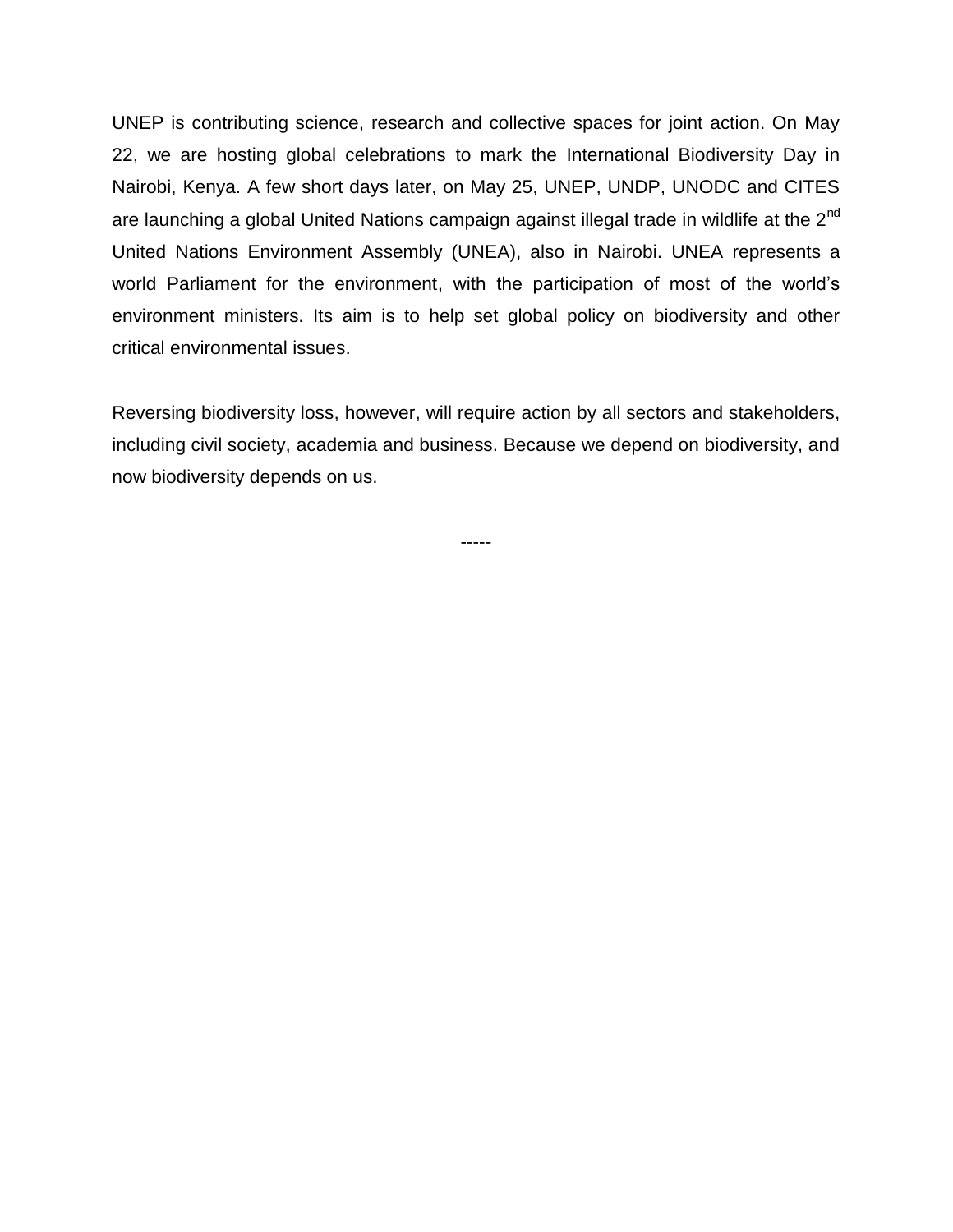UNEP is contributing science, research and collective spaces for joint action. On May 22, we are hosting global celebrations to mark the International Biodiversity Day in Nairobi, Kenya. A few short days later, on May 25, UNEP, UNDP, UNODC and CITES are launching a global United Nations campaign against illegal trade in wildlife at the 2nd United Nations Environment Assembly (UNEA), also in Nairobi. UNEA represents a world Parliament for the environment, with the participation of most of the world's environment ministers. Its aim is to help set global policy on biodiversity and other critical environmental issues.

Reversing biodiversity loss, however, will require action by all sectors and stakeholders, including civil society, academia and business. Because we depend on biodiversity, and now biodiversity depends on us.

-----